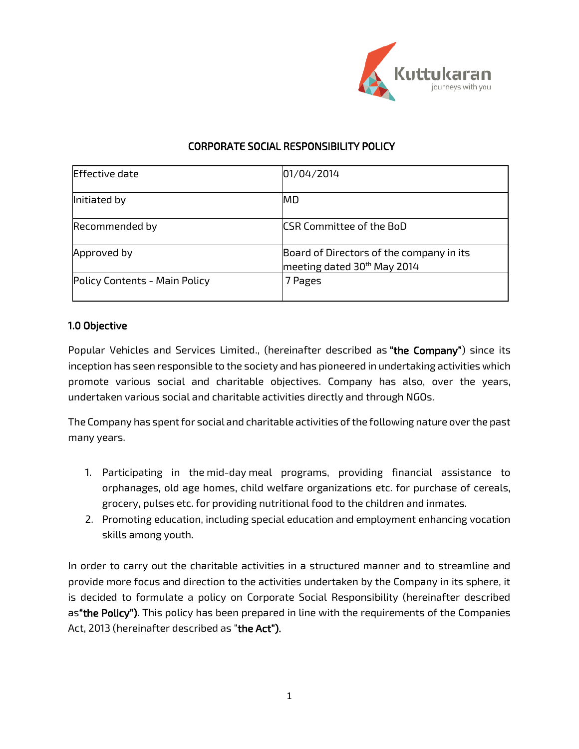# CORPORATE SOCIAL RESPONSIBILITY POLICY

| | |
|---|---|
| Effective date | 01/04/2014 |
| Initiated by | MD |
| Recommended by | CSR Committee of the BoD |
| Approved by | Board of Directors of the company in its meeting dated 30th May 2014 |
| Policy Contents - Main Policy | 7 Pages |

## 1.0 Objective

Popular Vehicles and Services Limited., (hereinafter described as **"the Company"**) since its inception has seen responsible to the society and has pioneered in undertaking activities which promote various social and charitable objectives. Company has also, over the years, undertaken various social and charitable activities directly and through NGOs.

The Company has spent for social and charitable activities of the following nature over the past many years.

1. Participating in the mid-day meal programs, providing financial assistance to orphanages, old age homes, child welfare organizations etc. for purchase of cereals, grocery, pulses etc. for providing nutritional food to the children and inmates.
2. Promoting education, including special education and employment enhancing vocation skills among youth.

In order to carry out the charitable activities in a structured manner and to streamline and provide more focus and direction to the activities undertaken by the Company in its sphere, it is decided to formulate a policy on Corporate Social Responsibility (hereinafter described as**"the Policy")**. This policy has been prepared in line with the requirements of the Companies Act, 2013 (hereinafter described as "**the Act").**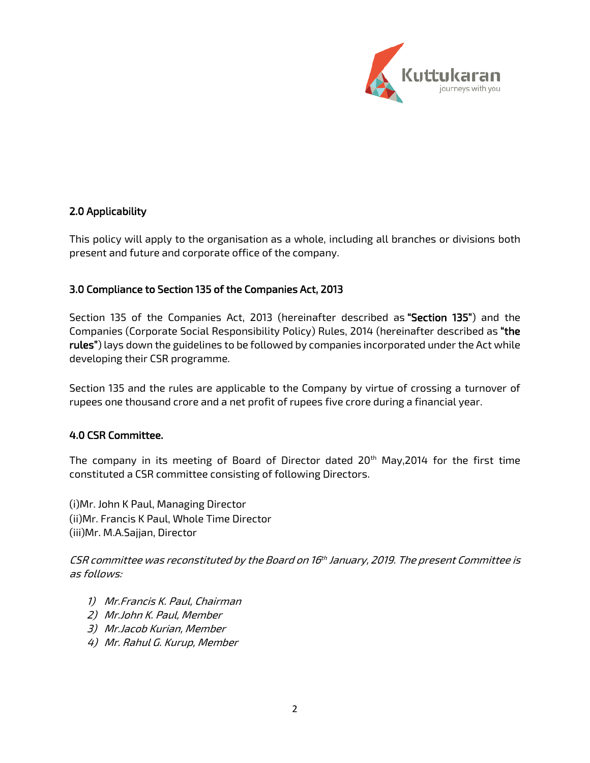## 2.0 Applicability

This policy will apply to the organisation as a whole, including all branches or divisions both present and future and corporate office of the company.

## 3.0 Compliance to Section 135 of the Companies Act, 2013

Section 135 of the Companies Act, 2013 (hereinafter described as **"Section 135"**) and the Companies (Corporate Social Responsibility Policy) Rules, 2014 (hereinafter described as **"the rules"**) lays down the guidelines to be followed by companies incorporated under the Act while developing their CSR programme.

Section 135 and the rules are applicable to the Company by virtue of crossing a turnover of rupees one thousand crore and a net profit of rupees five crore during a financial year.

## 4.0 CSR Committee.

The company in its meeting of Board of Director dated 20th May,2014 for the first time constituted a CSR committee consisting of following Directors.

(i)Mr. John K Paul, Managing Director
(ii)Mr. Francis K Paul, Whole Time Director
(iii)Mr. M.A.Sajjan, Director

*CSR committee was reconstituted by the Board on 16th January, 2019. The present Committee is as follows:*

1) *Mr.Francis K. Paul, Chairman*
2) *Mr.John K. Paul, Member*
3) *Mr.Jacob Kurian, Member*
4) *Mr. Rahul G. Kurup, Member*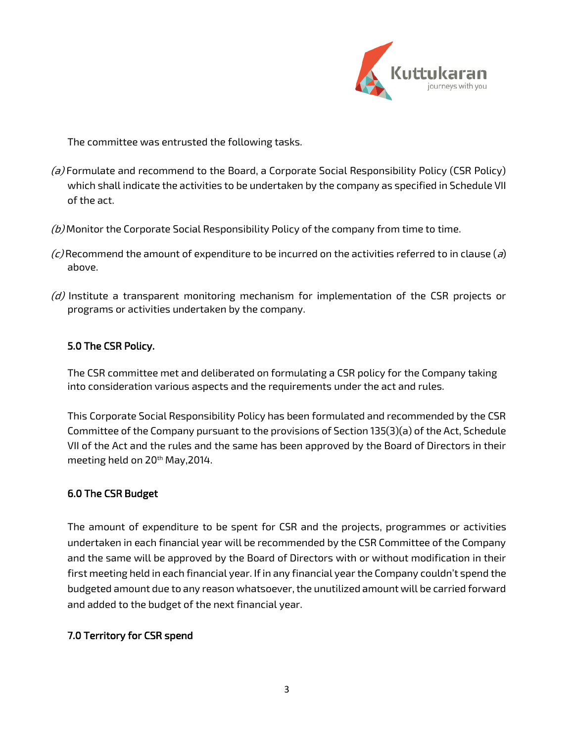The committee was entrusted the following tasks.

*(a)* Formulate and recommend to the Board, a Corporate Social Responsibility Policy (CSR Policy) which shall indicate the activities to be undertaken by the company as specified in Schedule VII of the act.

*(b)* Monitor the Corporate Social Responsibility Policy of the company from time to time.

*(c)* Recommend the amount of expenditure to be incurred on the activities referred to in clause (*a*) above.

*(d)* Institute a transparent monitoring mechanism for implementation of the CSR projects or programs or activities undertaken by the company.

## 5.0 The CSR Policy.

The CSR committee met and deliberated on formulating a CSR policy for the Company taking into consideration various aspects and the requirements under the act and rules.

This Corporate Social Responsibility Policy has been formulated and recommended by the CSR Committee of the Company pursuant to the provisions of Section 135(3)(a) of the Act, Schedule VII of the Act and the rules and the same has been approved by the Board of Directors in their meeting held on 20th May,2014.

## 6.0 The CSR Budget

The amount of expenditure to be spent for CSR and the projects, programmes or activities undertaken in each financial year will be recommended by the CSR Committee of the Company and the same will be approved by the Board of Directors with or without modification in their first meeting held in each financial year. If in any financial year the Company couldn't spend the budgeted amount due to any reason whatsoever, the unutilized amount will be carried forward and added to the budget of the next financial year.

## 7.0 Territory for CSR spend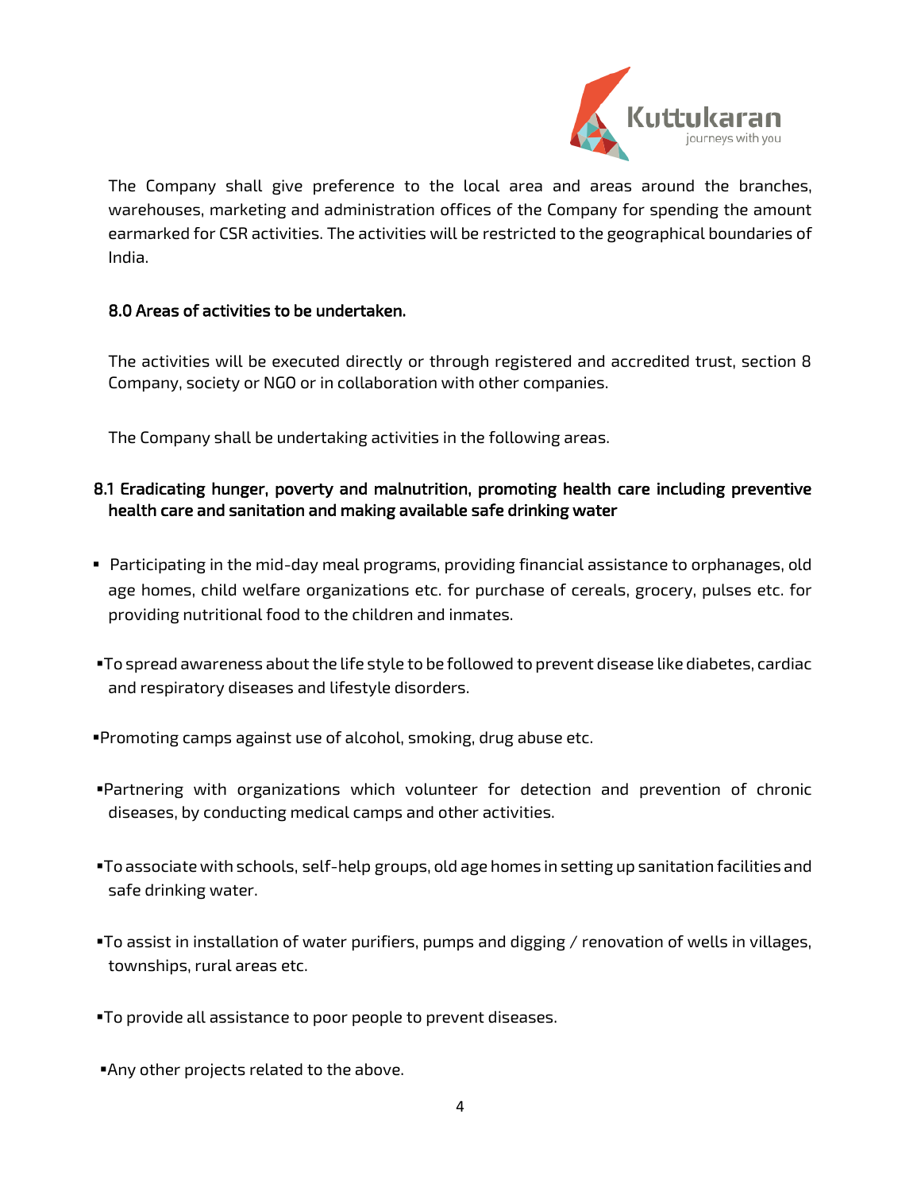The Company shall give preference to the local area and areas around the branches, warehouses, marketing and administration offices of the Company for spending the amount earmarked for CSR activities. The activities will be restricted to the geographical boundaries of India.

## 8.0 Areas of activities to be undertaken.

The activities will be executed directly or through registered and accredited trust, section 8 Company, society or NGO or in collaboration with other companies.

The Company shall be undertaking activities in the following areas.

### 8.1 Eradicating hunger, poverty and malnutrition, promoting health care including preventive health care and sanitation and making available safe drinking water

- Participating in the mid-day meal programs, providing financial assistance to orphanages, old age homes, child welfare organizations etc. for purchase of cereals, grocery, pulses etc. for providing nutritional food to the children and inmates.
- To spread awareness about the life style to be followed to prevent disease like diabetes, cardiac and respiratory diseases and lifestyle disorders.
- Promoting camps against use of alcohol, smoking, drug abuse etc.
- Partnering with organizations which volunteer for detection and prevention of chronic diseases, by conducting medical camps and other activities.
- To associate with schools, self-help groups, old age homes in setting up sanitation facilities and safe drinking water.
- To assist in installation of water purifiers, pumps and digging / renovation of wells in villages, townships, rural areas etc.
- To provide all assistance to poor people to prevent diseases.
- Any other projects related to the above.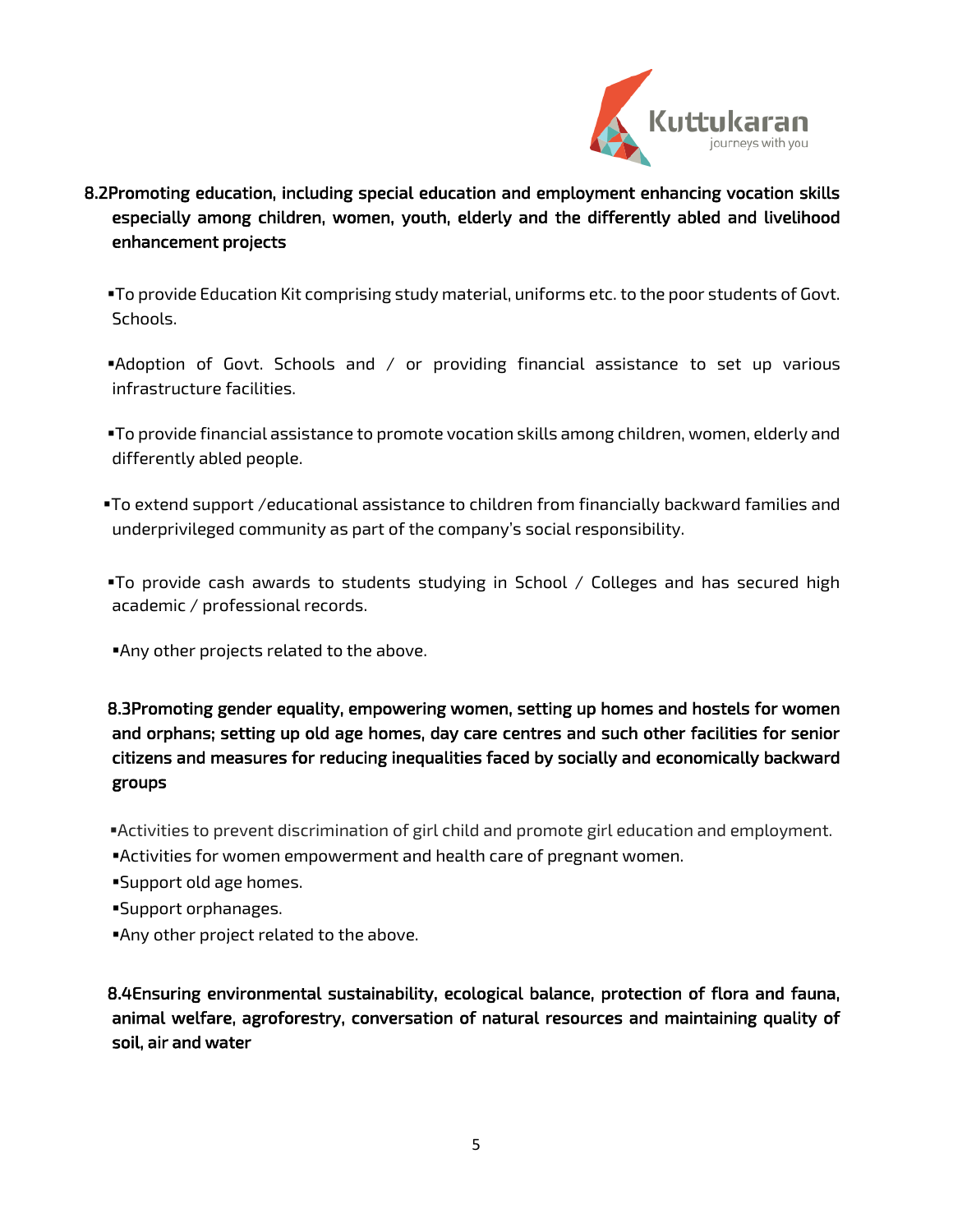**8.2Promoting education, including special education and employment enhancing vocation skills especially among children, women, youth, elderly and the differently abled and livelihood enhancement projects**

- To provide Education Kit comprising study material, uniforms etc. to the poor students of Govt. Schools.
- Adoption of Govt. Schools and / or providing financial assistance to set up various infrastructure facilities.
- To provide financial assistance to promote vocation skills among children, women, elderly and differently abled people.
- To extend support /educational assistance to children from financially backward families and underprivileged community as part of the company's social responsibility.
- To provide cash awards to students studying in School / Colleges and has secured high academic / professional records.
- Any other projects related to the above.

**8.3Promoting gender equality, empowering women, setting up homes and hostels for women and orphans; setting up old age homes, day care centres and such other facilities for senior citizens and measures for reducing inequalities faced by socially and economically backward groups**

- Activities to prevent discrimination of girl child and promote girl education and employment.
- Activities for women empowerment and health care of pregnant women.
- Support old age homes.
- Support orphanages.
- Any other project related to the above.

**8.4Ensuring environmental sustainability, ecological balance, protection of flora and fauna, animal welfare, agroforestry, conversation of natural resources and maintaining quality of soil, air and water**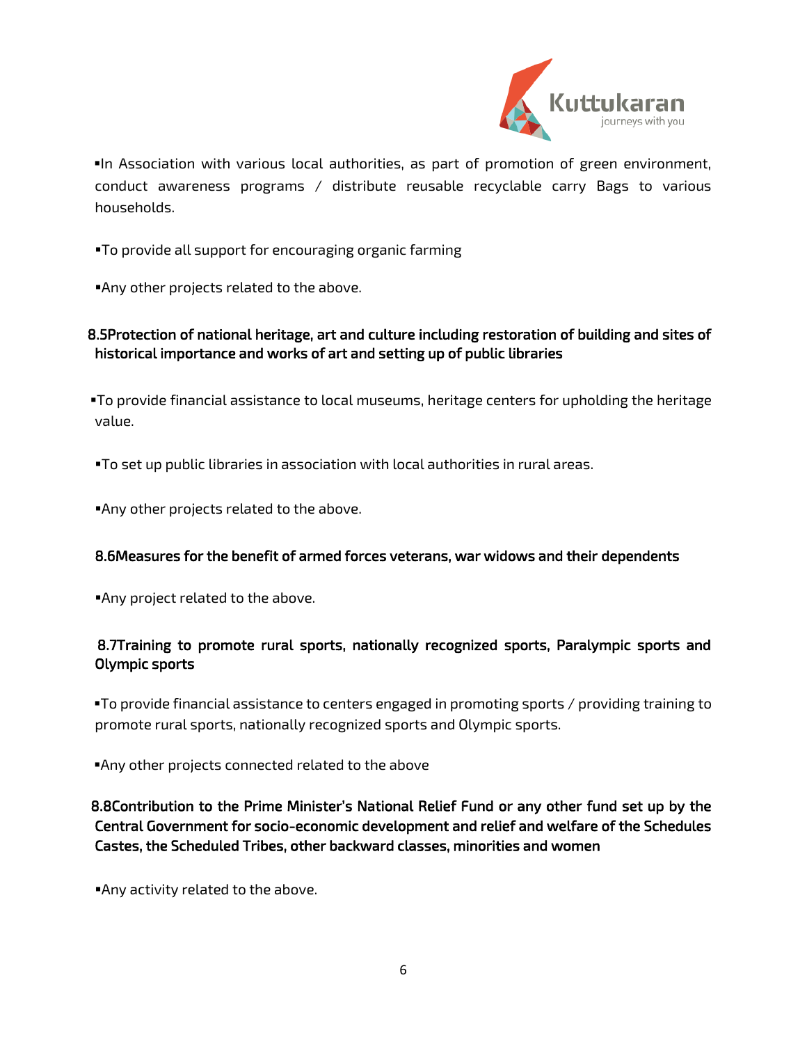- In Association with various local authorities, as part of promotion of green environment, conduct awareness programs / distribute reusable recyclable carry Bags to various households.
- To provide all support for encouraging organic farming
- Any other projects related to the above.

**8.5Protection of national heritage, art and culture including restoration of building and sites of historical importance and works of art and setting up of public libraries**

- To provide financial assistance to local museums, heritage centers for upholding the heritage value.
- To set up public libraries in association with local authorities in rural areas.
- Any other projects related to the above.

**8.6Measures for the benefit of armed forces veterans, war widows and their dependents**

- Any project related to the above.

**8.7Training to promote rural sports, nationally recognized sports, Paralympic sports and Olympic sports**

- To provide financial assistance to centers engaged in promoting sports / providing training to promote rural sports, nationally recognized sports and Olympic sports.
- Any other projects connected related to the above

**8.8Contribution to the Prime Minister's National Relief Fund or any other fund set up by the Central Government for socio-economic development and relief and welfare of the Schedules Castes, the Scheduled Tribes, other backward classes, minorities and women**

- Any activity related to the above.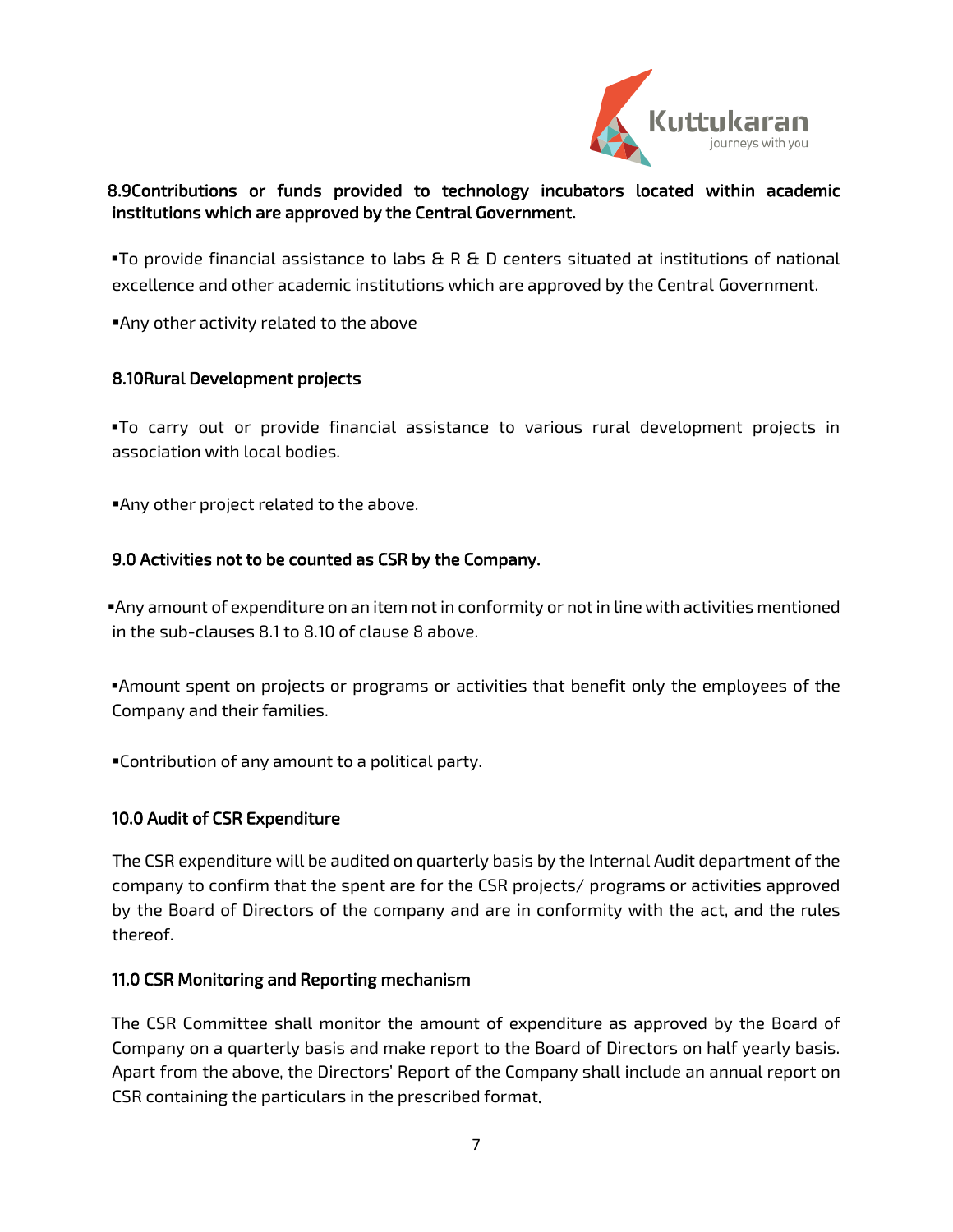**8.9Contributions or funds provided to technology incubators located within academic institutions which are approved by the Central Government.**

▪To provide financial assistance to labs & R & D centers situated at institutions of national excellence and other academic institutions which are approved by the Central Government.

▪Any other activity related to the above

**8.10Rural Development projects**

▪To carry out or provide financial assistance to various rural development projects in association with local bodies.

▪Any other project related to the above.

**9.0 Activities not to be counted as CSR by the Company.**

▪Any amount of expenditure on an item not in conformity or not in line with activities mentioned in the sub-clauses 8.1 to 8.10 of clause 8 above.

▪Amount spent on projects or programs or activities that benefit only the employees of the Company and their families.

▪Contribution of any amount to a political party.

**10.0 Audit of CSR Expenditure**

The CSR expenditure will be audited on quarterly basis by the Internal Audit department of the company to confirm that the spent are for the CSR projects/ programs or activities approved by the Board of Directors of the company and are in conformity with the act, and the rules thereof.

**11.0 CSR Monitoring and Reporting mechanism**

The CSR Committee shall monitor the amount of expenditure as approved by the Board of Company on a quarterly basis and make report to the Board of Directors on half yearly basis. Apart from the above, the Directors' Report of the Company shall include an annual report on CSR containing the particulars in the prescribed format.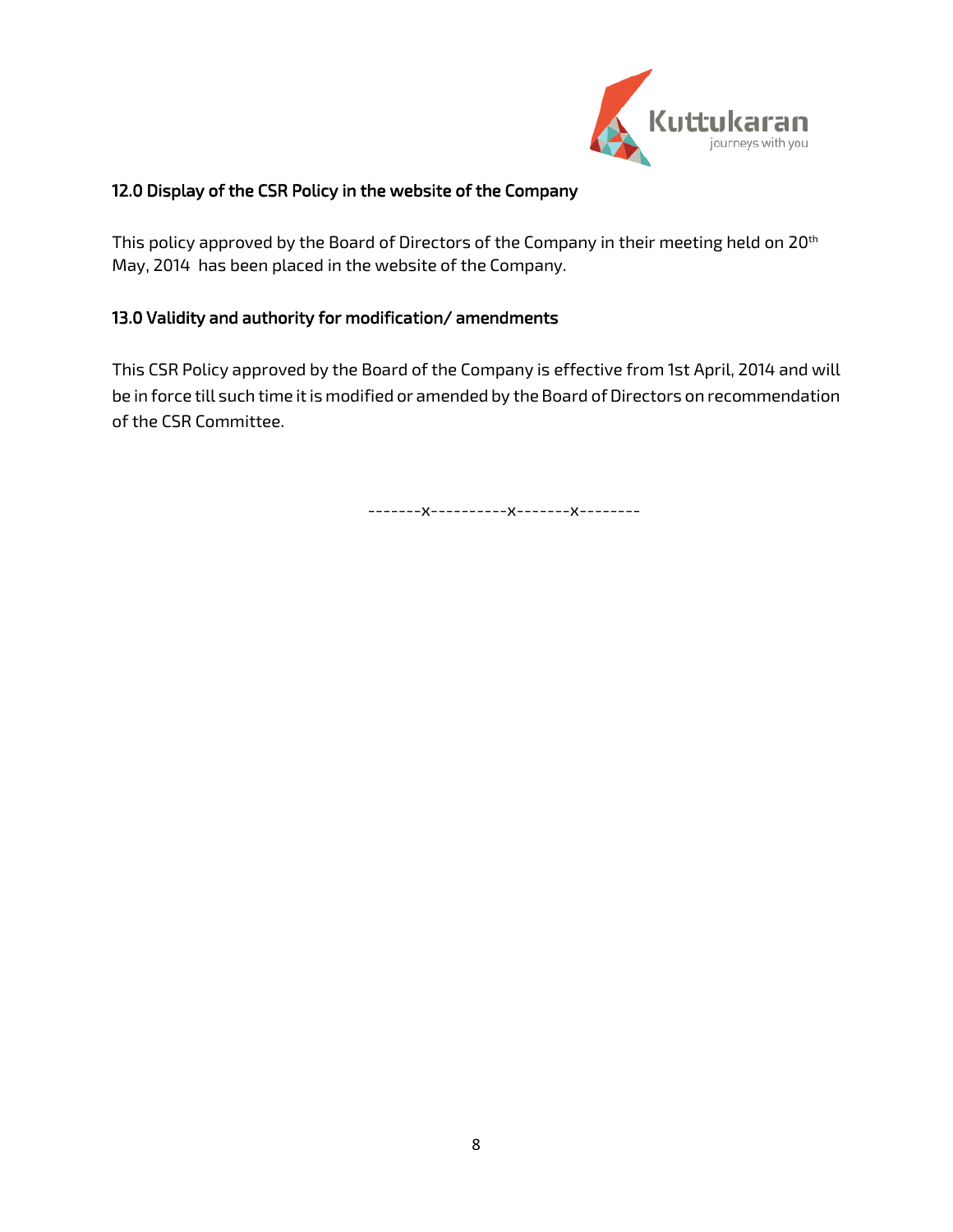### 12.0 Display of the CSR Policy in the website of the Company

This policy approved by the Board of Directors of the Company in their meeting held on 20th May, 2014 has been placed in the website of the Company.

### 13.0 Validity and authority for modification/ amendments

This CSR Policy approved by the Board of the Company is effective from 1st April, 2014 and will be in force till such time it is modified or amended by the Board of Directors on recommendation of the CSR Committee.

-------x----------x-------x--------